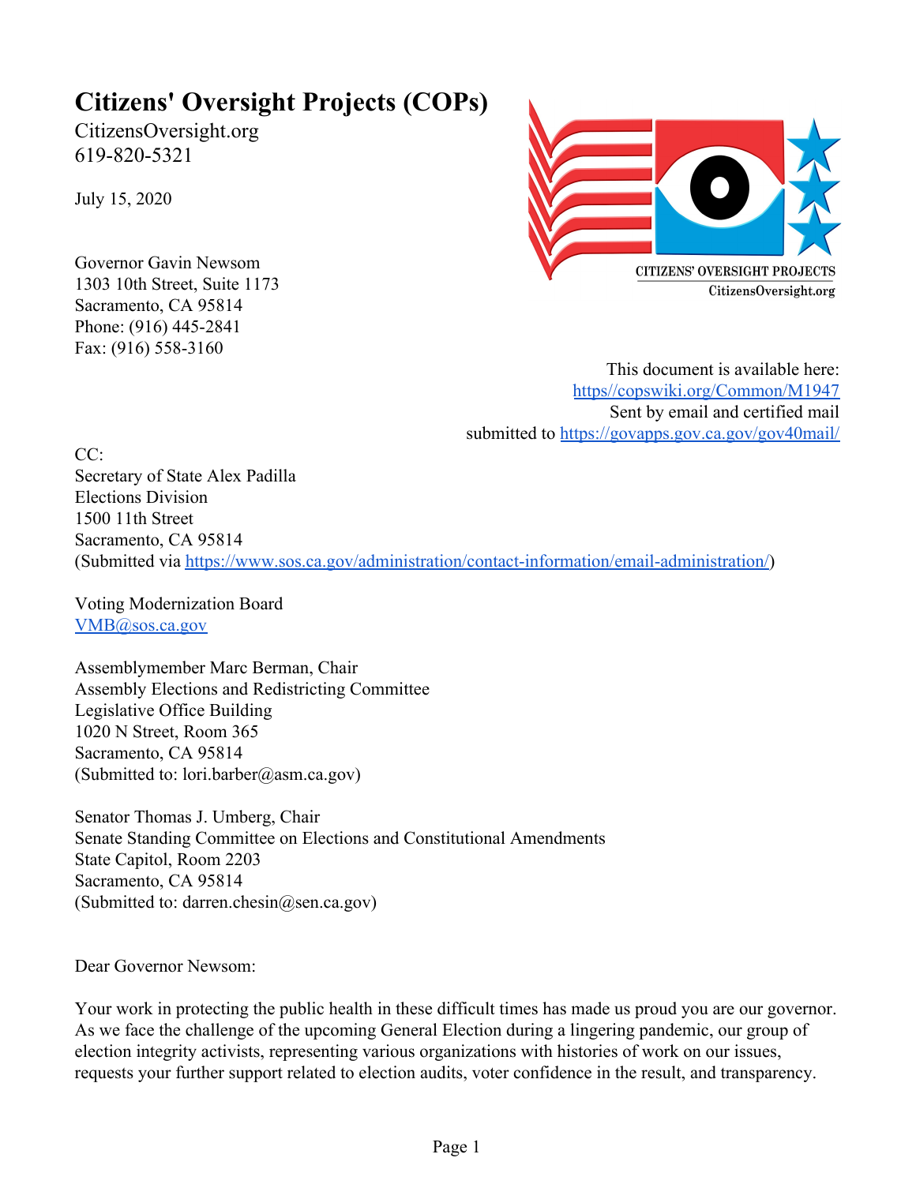# Citizens' Oversight Projects (COPs)

CitizensOversight.org
619-820-5321

July 15, 2020

Governor Gavin Newsom
1303 10th Street, Suite 1173
Sacramento, CA 95814
Phone: (916) 445-2841
Fax: (916) 558-3160

This document is available here:
https//copswiki.org/Common/M1947
Sent by email and certified mail
submitted to https://govapps.gov.ca.gov/gov40mail/

CC:
Secretary of State Alex Padilla
Elections Division
1500 11th Street
Sacramento, CA 95814
(Submitted via https://www.sos.ca.gov/administration/contact-information/email-administration/)

Voting Modernization Board
VMB@sos.ca.gov

Assemblymember Marc Berman, Chair
Assembly Elections and Redistricting Committee
Legislative Office Building
1020 N Street, Room 365
Sacramento, CA 95814
(Submitted to: lori.barber@asm.ca.gov)

Senator Thomas J. Umberg, Chair
Senate Standing Committee on Elections and Constitutional Amendments
State Capitol, Room 2203
Sacramento, CA 95814
(Submitted to: darren.chesin@sen.ca.gov)

Dear Governor Newsom:

Your work in protecting the public health in these difficult times has made us proud you are our governor. As we face the challenge of the upcoming General Election during a lingering pandemic, our group of election integrity activists, representing various organizations with histories of work on our issues, requests your further support related to election audits, voter confidence in the result, and transparency.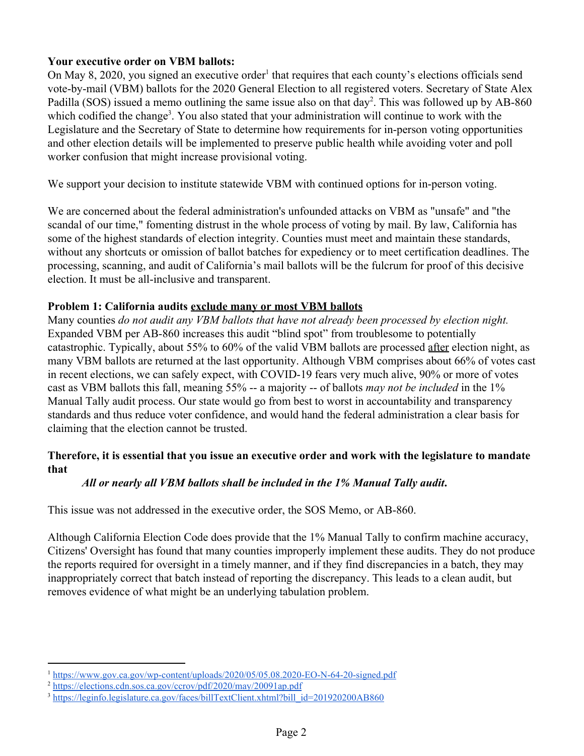**Your executive order on VBM ballots:**

On May 8, 2020, you signed an executive order[1] that requires that each county's elections officials send vote-by-mail (VBM) ballots for the 2020 General Election to all registered voters. Secretary of State Alex Padilla (SOS) issued a memo outlining the same issue also on that day[2]. This was followed up by AB-860 which codified the change[3]. You also stated that your administration will continue to work with the Legislature and the Secretary of State to determine how requirements for in-person voting opportunities and other election details will be implemented to preserve public health while avoiding voter and poll worker confusion that might increase provisional voting.

We support your decision to institute statewide VBM with continued options for in-person voting.

We are concerned about the federal administration's unfounded attacks on VBM as "unsafe" and "the scandal of our time," fomenting distrust in the whole process of voting by mail. By law, California has some of the highest standards of election integrity. Counties must meet and maintain these standards, without any shortcuts or omission of ballot batches for expediency or to meet certification deadlines. The processing, scanning, and audit of California's mail ballots will be the fulcrum for proof of this decisive election. It must be all-inclusive and transparent.

**Problem 1: California audits <u>exclude many or most VBM ballots</u>**

Many counties *do not audit any VBM ballots that have not already been processed by election night.* Expanded VBM per AB-860 increases this audit "blind spot" from troublesome to potentially catastrophic. Typically, about 55% to 60% of the valid VBM ballots are processed <u>after</u> election night, as many VBM ballots are returned at the last opportunity. Although VBM comprises about 66% of votes cast in recent elections, we can safely expect, with COVID-19 fears very much alive, 90% or more of votes cast as VBM ballots this fall, meaning 55% -- a majority -- of ballots *may not be included* in the 1% Manual Tally audit process. Our state would go from best to worst in accountability and transparency standards and thus reduce voter confidence, and would hand the federal administration a clear basis for claiming that the election cannot be trusted.

**Therefore, it is essential that you issue an executive order and work with the legislature to mandate that**

> ***All or nearly all VBM ballots shall be included in the 1% Manual Tally audit.***

This issue was not addressed in the executive order, the SOS Memo, or AB-860.

Although California Election Code does provide that the 1% Manual Tally to confirm machine accuracy, Citizens' Oversight has found that many counties improperly implement these audits. They do not produce the reports required for oversight in a timely manner, and if they find discrepancies in a batch, they may inappropriately correct that batch instead of reporting the discrepancy. This leads to a clean audit, but removes evidence of what might be an underlying tabulation problem.

---

[1] https://www.gov.ca.gov/wp-content/uploads/2020/05/05.08.2020-EO-N-64-20-signed.pdf

[2] https://elections.cdn.sos.ca.gov/ccrov/pdf/2020/may/20091ap.pdf

[3] https://leginfo.legislature.ca.gov/faces/billTextClient.xhtml?bill_id=201920200AB860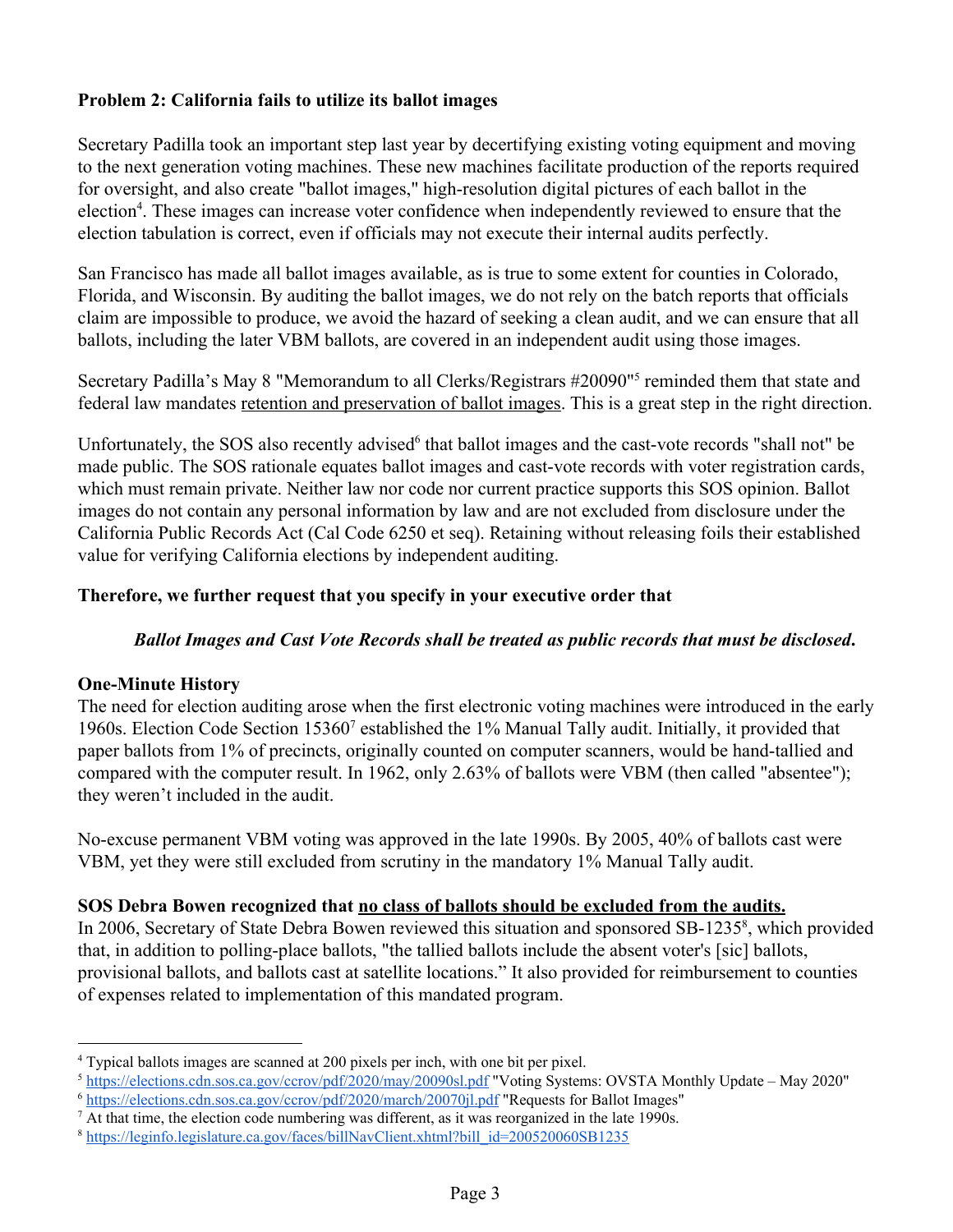**Problem 2: California fails to utilize its ballot images**

Secretary Padilla took an important step last year by decertifying existing voting equipment and moving to the next generation voting machines. These new machines facilitate production of the reports required for oversight, and also create "ballot images," high-resolution digital pictures of each ballot in the election[4]. These images can increase voter confidence when independently reviewed to ensure that the election tabulation is correct, even if officials may not execute their internal audits perfectly.

San Francisco has made all ballot images available, as is true to some extent for counties in Colorado, Florida, and Wisconsin. By auditing the ballot images, we do not rely on the batch reports that officials claim are impossible to produce, we avoid the hazard of seeking a clean audit, and we can ensure that all ballots, including the later VBM ballots, are covered in an independent audit using those images.

Secretary Padilla's May 8 "Memorandum to all Clerks/Registrars #20090"[5] reminded them that state and federal law mandates retention and preservation of ballot images. This is a great step in the right direction.

Unfortunately, the SOS also recently advised[6] that ballot images and the cast-vote records "shall not" be made public. The SOS rationale equates ballot images and cast-vote records with voter registration cards, which must remain private. Neither law nor code nor current practice supports this SOS opinion. Ballot images do not contain any personal information by law and are not excluded from disclosure under the California Public Records Act (Cal Code 6250 et seq). Retaining without releasing foils their established value for verifying California elections by independent auditing.

**Therefore, we further request that you specify in your executive order that**

> ***Ballot Images and Cast Vote Records shall be treated as public records that must be disclosed.***

**One-Minute History**

The need for election auditing arose when the first electronic voting machines were introduced in the early 1960s. Election Code Section 15360[7] established the 1% Manual Tally audit. Initially, it provided that paper ballots from 1% of precincts, originally counted on computer scanners, would be hand-tallied and compared with the computer result. In 1962, only 2.63% of ballots were VBM (then called "absentee"); they weren't included in the audit.

No-excuse permanent VBM voting was approved in the late 1990s. By 2005, 40% of ballots cast were VBM, yet they were still excluded from scrutiny in the mandatory 1% Manual Tally audit.

**SOS Debra Bowen recognized that no class of ballots should be excluded from the audits.**

In 2006, Secretary of State Debra Bowen reviewed this situation and sponsored SB-1235[8], which provided that, in addition to polling-place ballots, "the tallied ballots include the absent voter's [sic] ballots, provisional ballots, and ballots cast at satellite locations." It also provided for reimbursement to counties of expenses related to implementation of this mandated program.

---

[4] Typical ballots images are scanned at 200 pixels per inch, with one bit per pixel.

[5] https://elections.cdn.sos.ca.gov/ccrov/pdf/2020/may/20090sl.pdf "Voting Systems: OVSTA Monthly Update – May 2020"

[6] https://elections.cdn.sos.ca.gov/ccrov/pdf/2020/march/20070jl.pdf "Requests for Ballot Images"

[7] At that time, the election code numbering was different, as it was reorganized in the late 1990s.

[8] https://leginfo.legislature.ca.gov/faces/billNavClient.xhtml?bill_id=200520060SB1235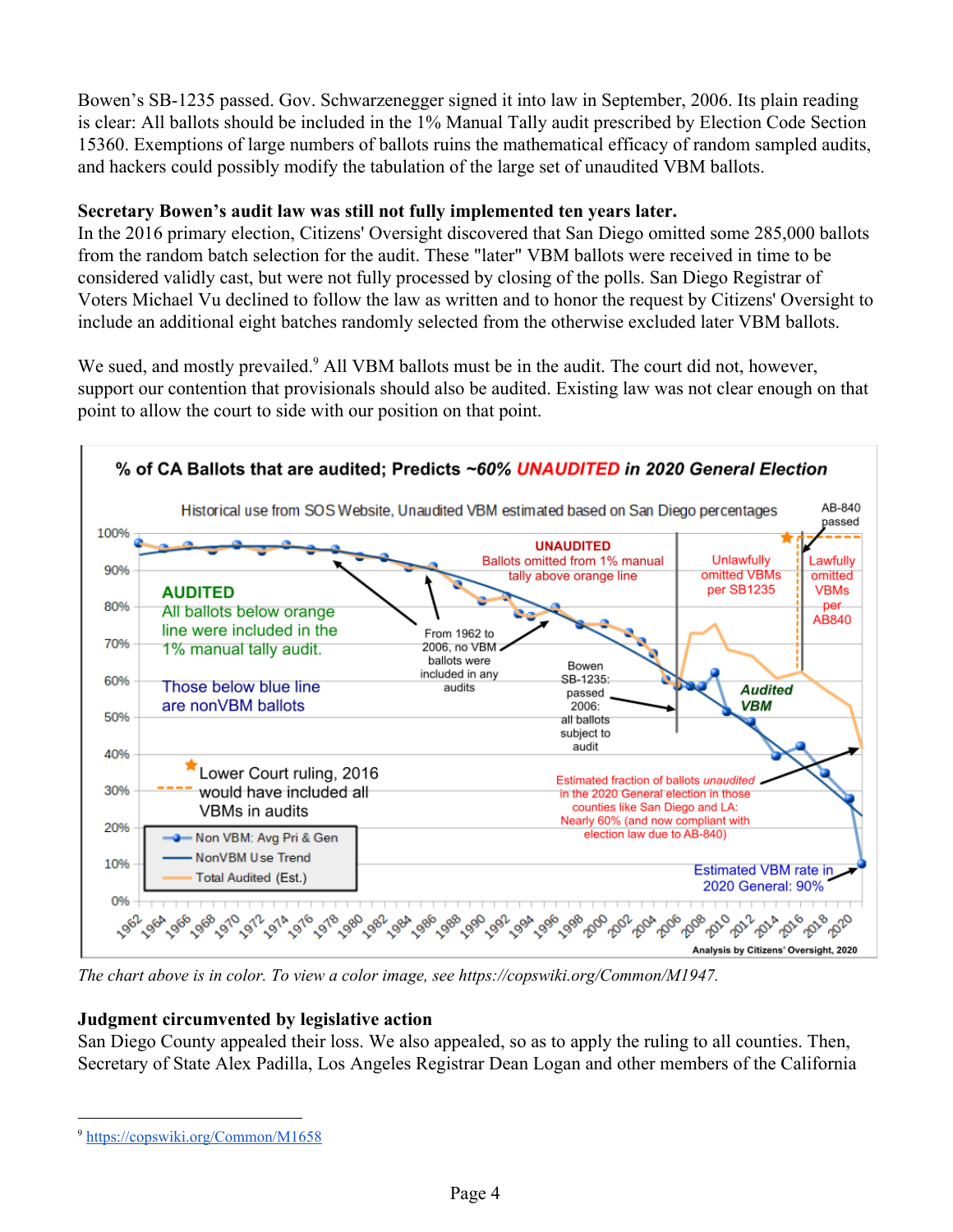Bowen's SB-1235 passed. Gov. Schwarzenegger signed it into law in September, 2006. Its plain reading is clear: All ballots should be included in the 1% Manual Tally audit prescribed by Election Code Section 15360. Exemptions of large numbers of ballots ruins the mathematical efficacy of random sampled audits, and hackers could possibly modify the tabulation of the large set of unaudited VBM ballots.

**Secretary Bowen's audit law was still not fully implemented ten years later.**
In the 2016 primary election, Citizens' Oversight discovered that San Diego omitted some 285,000 ballots from the random batch selection for the audit. These "later" VBM ballots were received in time to be considered validly cast, but were not fully processed by closing of the polls. San Diego Registrar of Voters Michael Vu declined to follow the law as written and to honor the request by Citizens' Oversight to include an additional eight batches randomly selected from the otherwise excluded later VBM ballots.

We sued, and mostly prevailed.[9] All VBM ballots must be in the audit. The court did not, however, support our contention that provisionals should also be audited. Existing law was not clear enough on that point to allow the court to side with our position on that point.

*The chart above is in color. To view a color image, see https://copswiki.org/Common/M1947.*

**Judgment circumvented by legislative action**
San Diego County appealed their loss. We also appealed, so as to apply the ruling to all counties. Then, Secretary of State Alex Padilla, Los Angeles Registrar Dean Logan and other members of the California

---

[9] https://copswiki.org/Common/M1658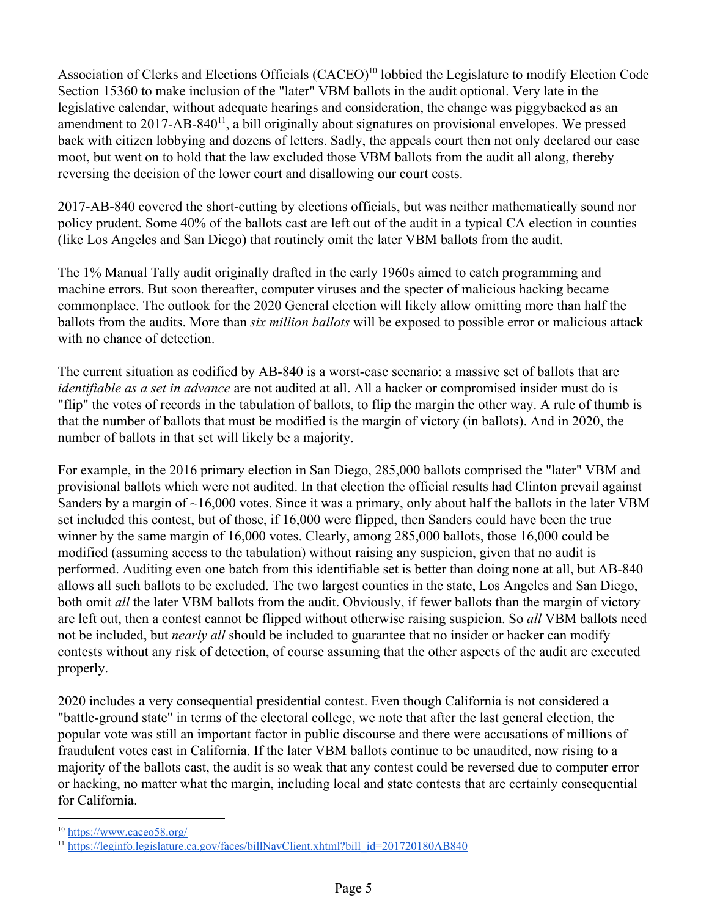Association of Clerks and Elections Officials (CACEO)[10] lobbied the Legislature to modify Election Code Section 15360 to make inclusion of the "later" VBM ballots in the audit optional. Very late in the legislative calendar, without adequate hearings and consideration, the change was piggybacked as an amendment to 2017-AB-840[11], a bill originally about signatures on provisional envelopes. We pressed back with citizen lobbying and dozens of letters. Sadly, the appeals court then not only declared our case moot, but went on to hold that the law excluded those VBM ballots from the audit all along, thereby reversing the decision of the lower court and disallowing our court costs.

2017-AB-840 covered the short-cutting by elections officials, but was neither mathematically sound nor policy prudent. Some 40% of the ballots cast are left out of the audit in a typical CA election in counties (like Los Angeles and San Diego) that routinely omit the later VBM ballots from the audit.

The 1% Manual Tally audit originally drafted in the early 1960s aimed to catch programming and machine errors. But soon thereafter, computer viruses and the specter of malicious hacking became commonplace. The outlook for the 2020 General election will likely allow omitting more than half the ballots from the audits. More than *six million ballots* will be exposed to possible error or malicious attack with no chance of detection.

The current situation as codified by AB-840 is a worst-case scenario: a massive set of ballots that are *identifiable as a set in advance* are not audited at all. All a hacker or compromised insider must do is "flip" the votes of records in the tabulation of ballots, to flip the margin the other way. A rule of thumb is that the number of ballots that must be modified is the margin of victory (in ballots). And in 2020, the number of ballots in that set will likely be a majority.

For example, in the 2016 primary election in San Diego, 285,000 ballots comprised the "later" VBM and provisional ballots which were not audited. In that election the official results had Clinton prevail against Sanders by a margin of ~16,000 votes. Since it was a primary, only about half the ballots in the later VBM set included this contest, but of those, if 16,000 were flipped, then Sanders could have been the true winner by the same margin of 16,000 votes. Clearly, among 285,000 ballots, those 16,000 could be modified (assuming access to the tabulation) without raising any suspicion, given that no audit is performed. Auditing even one batch from this identifiable set is better than doing none at all, but AB-840 allows all such ballots to be excluded. The two largest counties in the state, Los Angeles and San Diego, both omit *all* the later VBM ballots from the audit. Obviously, if fewer ballots than the margin of victory are left out, then a contest cannot be flipped without otherwise raising suspicion. So *all* VBM ballots need not be included, but *nearly all* should be included to guarantee that no insider or hacker can modify contests without any risk of detection, of course assuming that the other aspects of the audit are executed properly.

2020 includes a very consequential presidential contest. Even though California is not considered a "battle-ground state" in terms of the electoral college, we note that after the last general election, the popular vote was still an important factor in public discourse and there were accusations of millions of fraudulent votes cast in California. If the later VBM ballots continue to be unaudited, now rising to a majority of the ballots cast, the audit is so weak that any contest could be reversed due to computer error or hacking, no matter what the margin, including local and state contests that are certainly consequential for California.

---

[10] https://www.caceo58.org/

[11] https://leginfo.legislature.ca.gov/faces/billNavClient.xhtml?bill_id=201720180AB840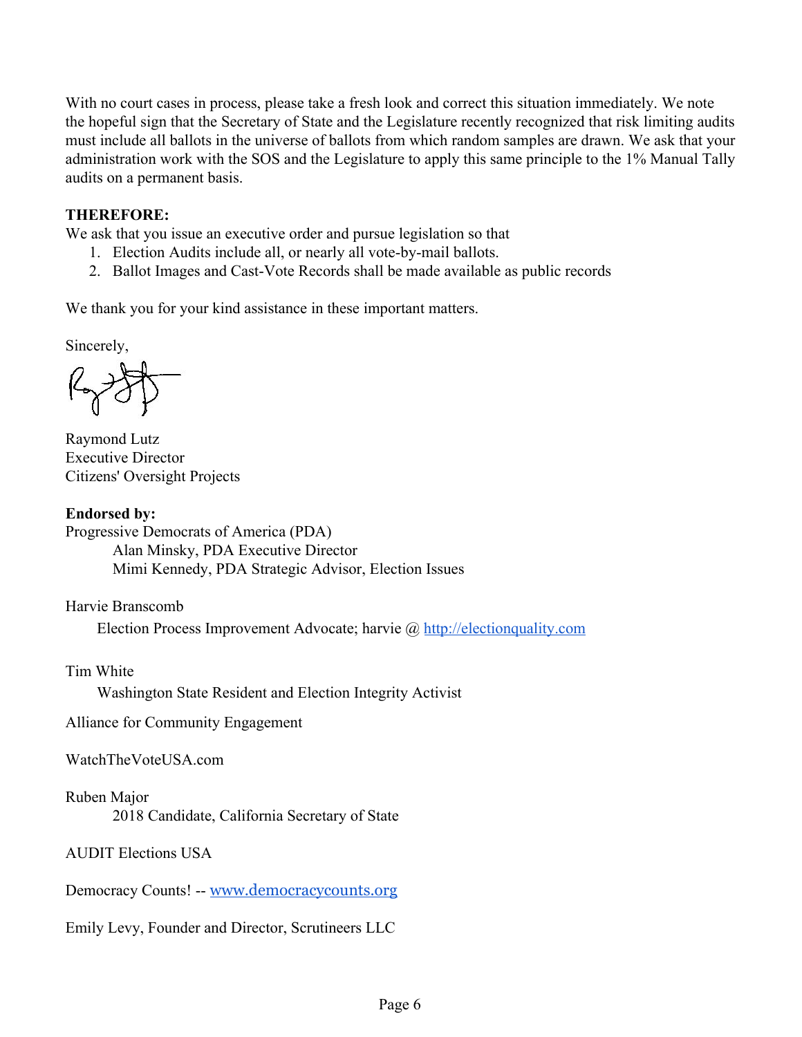With no court cases in process, please take a fresh look and correct this situation immediately. We note the hopeful sign that the Secretary of State and the Legislature recently recognized that risk limiting audits must include all ballots in the universe of ballots from which random samples are drawn. We ask that your administration work with the SOS and the Legislature to apply this same principle to the 1% Manual Tally audits on a permanent basis.

**THEREFORE:**

We ask that you issue an executive order and pursue legislation so that

1. Election Audits include all, or nearly all vote-by-mail ballots.
2. Ballot Images and Cast-Vote Records shall be made available as public records

We thank you for your kind assistance in these important matters.

Sincerely,

Raymond Lutz
Executive Director
Citizens' Oversight Projects

**Endorsed by:**

Progressive Democrats of America (PDA)
Alan Minsky, PDA Executive Director
Mimi Kennedy, PDA Strategic Advisor, Election Issues

Harvie Branscomb
Election Process Improvement Advocate; harvie @ http://electionquality.com

Tim White
Washington State Resident and Election Integrity Activist

Alliance for Community Engagement

WatchTheVoteUSA.com

Ruben Major
2018 Candidate, California Secretary of State

AUDIT Elections USA

Democracy Counts! -- www.democracycounts.org

Emily Levy, Founder and Director, Scrutineers LLC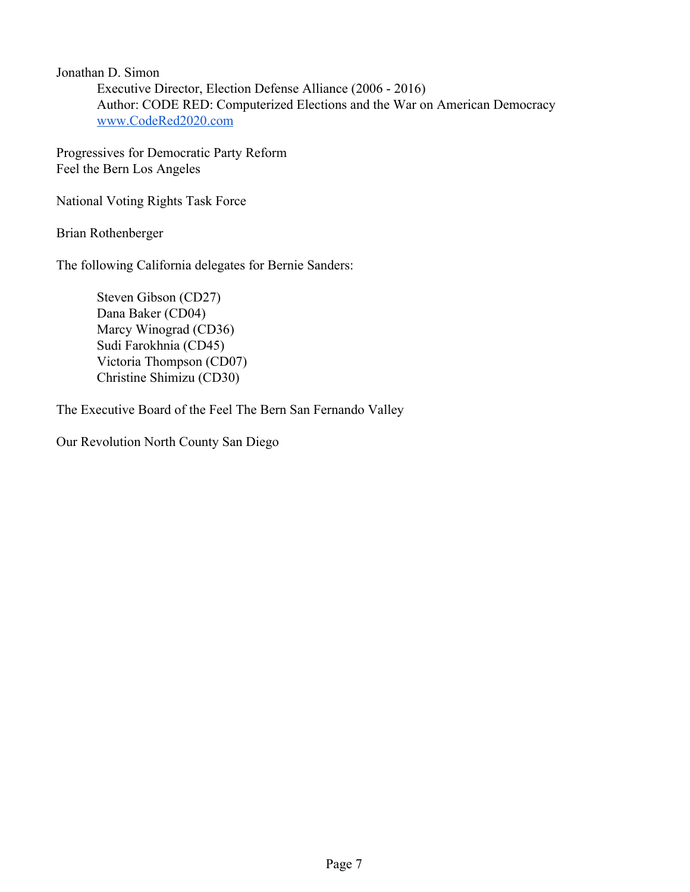Jonathan D. Simon

Executive Director, Election Defense Alliance (2006 - 2016)
Author: CODE RED: Computerized Elections and the War on American Democracy
www.CodeRed2020.com

Progressives for Democratic Party Reform
Feel the Bern Los Angeles

National Voting Rights Task Force

Brian Rothenberger

The following California delegates for Bernie Sanders:

Steven Gibson (CD27)
Dana Baker (CD04)
Marcy Winograd (CD36)
Sudi Farokhnia (CD45)
Victoria Thompson (CD07)
Christine Shimizu (CD30)

The Executive Board of the Feel The Bern San Fernando Valley

Our Revolution North County San Diego